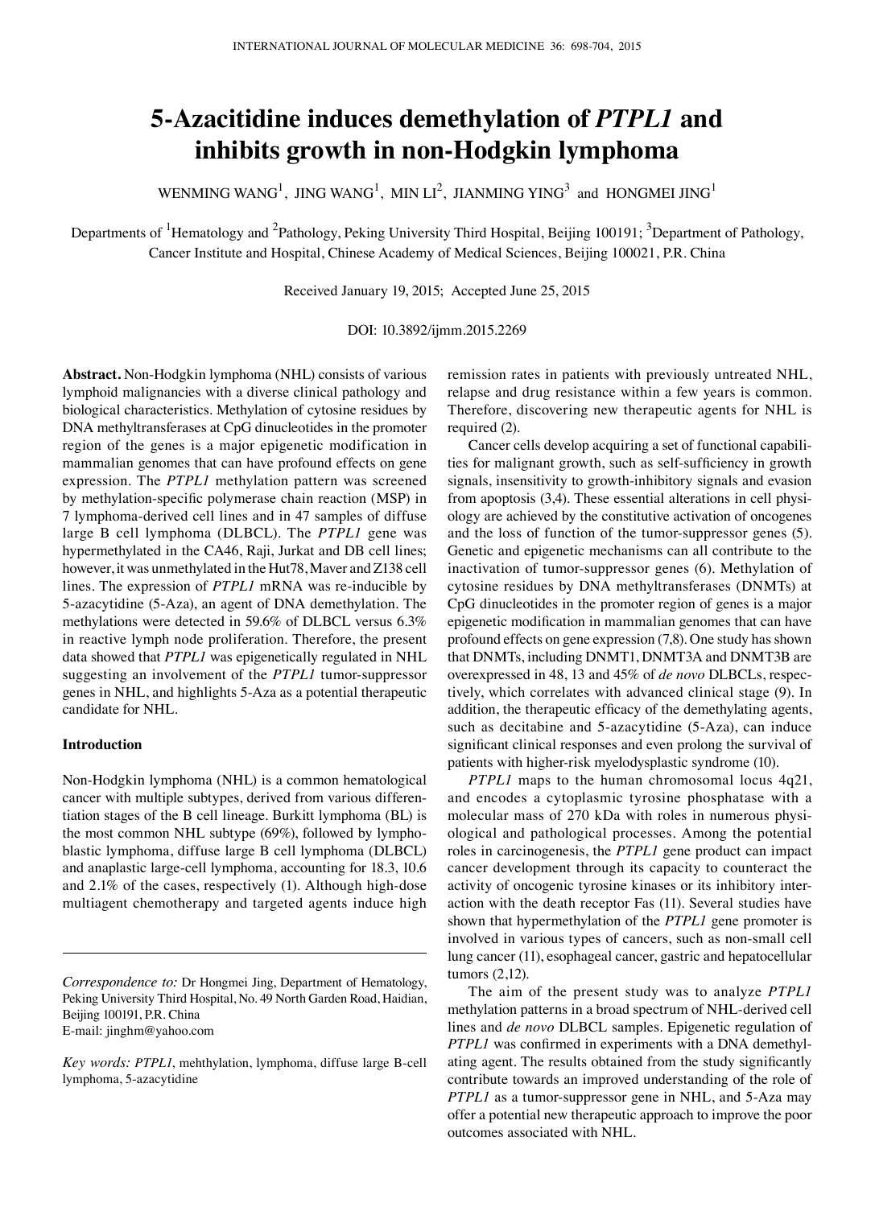# 5-Azacitidine induces demethylation of *PTPL1* and inhibits growth in non-Hodgkin lymphoma

WENMING WANG[1], JING WANG[1], MIN LI[2], JIANMING YING[3] and HONGMEI JING[1]

Departments of [1]Hematology and [2]Pathology, Peking University Third Hospital, Beijing 100191; [3]Department of Pathology, Cancer Institute and Hospital, Chinese Academy of Medical Sciences, Beijing 100021, P.R. China

Received January 19, 2015; Accepted June 25, 2015

DOI: 10.3892/ijmm.2015.2269

**Abstract.** Non-Hodgkin lymphoma (NHL) consists of various lymphoid malignancies with a diverse clinical pathology and biological characteristics. Methylation of cytosine residues by DNA methyltransferases at CpG dinucleotides in the promoter region of the genes is a major epigenetic modification in mammalian genomes that can have profound effects on gene expression. The *PTPL1* methylation pattern was screened by methylation-specific polymerase chain reaction (MSP) in 7 lymphoma-derived cell lines and in 47 samples of diffuse large B cell lymphoma (DLBCL). The *PTPL1* gene was hypermethylated in the CA46, Raji, Jurkat and DB cell lines; however, it was unmethylated in the Hut78, Maver and Z138 cell lines. The expression of *PTPL1* mRNA was re-inducible by 5-azacytidine (5-Aza), an agent of DNA demethylation. The methylations were detected in 59.6% of DLBCL versus 6.3% in reactive lymph node proliferation. Therefore, the present data showed that *PTPL1* was epigenetically regulated in NHL suggesting an involvement of the *PTPL1* tumor-suppressor genes in NHL, and highlights 5-Aza as a potential therapeutic candidate for NHL.

## Introduction

Non-Hodgkin lymphoma (NHL) is a common hematological cancer with multiple subtypes, derived from various differentiation stages of the B cell lineage. Burkitt lymphoma (BL) is the most common NHL subtype (69%), followed by lymphoblastic lymphoma, diffuse large B cell lymphoma (DLBCL) and anaplastic large-cell lymphoma, accounting for 18.3, 10.6 and 2.1% of the cases, respectively (1). Although high-dose multiagent chemotherapy and targeted agents induce high remission rates in patients with previously untreated NHL, relapse and drug resistance within a few years is common. Therefore, discovering new therapeutic agents for NHL is required (2).

Cancer cells develop acquiring a set of functional capabilities for malignant growth, such as self-sufficiency in growth signals, insensitivity to growth-inhibitory signals and evasion from apoptosis (3,4). These essential alterations in cell physiology are achieved by the constitutive activation of oncogenes and the loss of function of the tumor-suppressor genes (5). Genetic and epigenetic mechanisms can all contribute to the inactivation of tumor-suppressor genes (6). Methylation of cytosine residues by DNA methyltransferases (DNMTs) at CpG dinucleotides in the promoter region of genes is a major epigenetic modification in mammalian genomes that can have profound effects on gene expression (7,8). One study has shown that DNMTs, including DNMT1, DNMT3A and DNMT3B are overexpressed in 48, 13 and 45% of *de novo* DLBCLs, respectively, which correlates with advanced clinical stage (9). In addition, the therapeutic efficacy of the demethylating agents, such as decitabine and 5-azacytidine (5-Aza), can induce significant clinical responses and even prolong the survival of patients with higher-risk myelodysplastic syndrome (10).

*PTPL1* maps to the human chromosomal locus 4q21, and encodes a cytoplasmic tyrosine phosphatase with a molecular mass of 270 kDa with roles in numerous physiological and pathological processes. Among the potential roles in carcinogenesis, the *PTPL1* gene product can impact cancer development through its capacity to counteract the activity of oncogenic tyrosine kinases or its inhibitory interaction with the death receptor Fas (11). Several studies have shown that hypermethylation of the *PTPL1* gene promoter is involved in various types of cancers, such as non-small cell lung cancer (11), esophageal cancer, gastric and hepatocellular tumors (2,12).

The aim of the present study was to analyze *PTPL1* methylation patterns in a broad spectrum of NHL-derived cell lines and *de novo* DLBCL samples. Epigenetic regulation of *PTPL1* was confirmed in experiments with a DNA demethylating agent. The results obtained from the study significantly contribute towards an improved understanding of the role of *PTPL1* as a tumor-suppressor gene in NHL, and 5-Aza may offer a potential new therapeutic approach to improve the poor outcomes associated with NHL.

---

*Correspondence to:* Dr Hongmei Jing, Department of Hematology, Peking University Third Hospital, No. 49 North Garden Road, Haidian, Beijing 100191, P.R. China
E-mail: jinghm@yahoo.com

*Key words: PTPL1*, mehthylation, lymphoma, diffuse large B-cell lymphoma, 5-azacytidine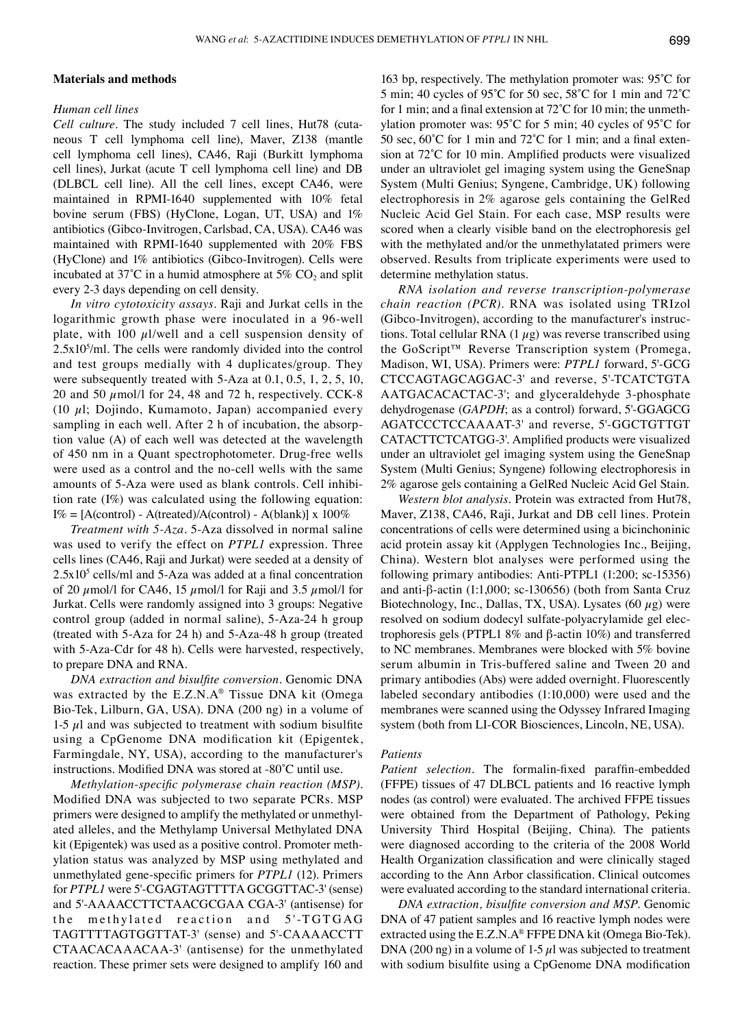## Materials and methods

### *Human cell lines*

*Cell culture.* The study included 7 cell lines, Hut78 (cutaneous T cell lymphoma cell line), Maver, Z138 (mantle cell lymphoma cell lines), CA46, Raji (Burkitt lymphoma cell lines), Jurkat (acute T cell lymphoma cell line) and DB (DLBCL cell line). All the cell lines, except CA46, were maintained in RPMI-1640 supplemented with 10% fetal bovine serum (FBS) (HyClone, Logan, UT, USA) and 1% antibiotics (Gibco-Invitrogen, Carlsbad, CA, USA). CA46 was maintained with RPMI-1640 supplemented with 20% FBS (HyClone) and 1% antibiotics (Gibco-Invitrogen). Cells were incubated at 37˚C in a humid atmosphere at 5% $CO_2$ and split every 2-3 days depending on cell density.

*In vitro cytotoxicity assays.* Raji and Jurkat cells in the logarithmic growth phase were inoculated in a 96-well plate, with 100 µl/well and a cell suspension density of $2.5 \times 10^5$/ml. The cells were randomly divided into the control and test groups medially with 4 duplicates/group. They were subsequently treated with 5-Aza at 0.1, 0.5, 1, 2, 5, 10, 20 and 50 µmol/l for 24, 48 and 72 h, respectively. CCK-8 (10 µl; Dojindo, Kumamoto, Japan) accompanied every sampling in each well. After 2 h of incubation, the absorption value (A) of each well was detected at the wavelength of 450 nm in a Quant spectrophotometer. Drug-free wells were used as a control and the no-cell wells with the same amounts of 5-Aza were used as blank controls. Cell inhibition rate (I%) was calculated using the following equation: I% = [A(control) - A(treated)/A(control) - A(blank)] x 100%

*Treatment with 5-Aza.* 5-Aza dissolved in normal saline was used to verify the effect on *PTPL1* expression. Three cells lines (CA46, Raji and Jurkat) were seeded at a density of $2.5 \times 10^5$ cells/ml and 5-Aza was added at a final concentration of 20 µmol/l for CA46, 15 µmol/l for Raji and 3.5 µmol/l for Jurkat. Cells were randomly assigned into 3 groups: Negative control group (added in normal saline), 5-Aza-24 h group (treated with 5-Aza for 24 h) and 5-Aza-48 h group (treated with 5-Aza-Cdr for 48 h). Cells were harvested, respectively, to prepare DNA and RNA.

*DNA extraction and bisulfite conversion.* Genomic DNA was extracted by the E.Z.N.A® Tissue DNA kit (Omega Bio-Tek, Lilburn, GA, USA). DNA (200 ng) in a volume of 1-5 µl and was subjected to treatment with sodium bisulfite using a CpGenome DNA modification kit (Epigentek, Farmingdale, NY, USA), according to the manufacturer's instructions. Modified DNA was stored at -80˚C until use.

*Methylation-specific polymerase chain reaction (MSP).* Modified DNA was subjected to two separate PCRs. MSP primers were designed to amplify the methylated or unmethylated alleles, and the Methylamp Universal Methylated DNA kit (Epigentek) was used as a positive control. Promoter methylation status was analyzed by MSP using methylated and unmethylated gene-specific primers for *PTPL1* (12). Primers for *PTPL1* were 5'-CGAGTAGTTTTA GCGGTTAC-3' (sense) and 5'-AAAACCTTCTAACGCGAA CGA-3' (antisense) for the methylated reaction and 5'-TGTGAG TAGTTTTAGTGGTTAT-3' (sense) and 5'-CAAAACCTT CTAACACAAACAA-3' (antisense) for the unmethylated reaction. These primer sets were designed to amplify 160 and 163 bp, respectively. The methylation promoter was: 95˚C for 5 min; 40 cycles of 95˚C for 50 sec, 58˚C for 1 min and 72˚C for 1 min; and a final extension at 72˚C for 10 min; the unmethylation promoter was: 95˚C for 5 min; 40 cycles of 95˚C for 50 sec, 60˚C for 1 min and 72˚C for 1 min; and a final extension at 72˚C for 10 min. Amplified products were visualized under an ultraviolet gel imaging system using the GeneSnap System (Multi Genius; Syngene, Cambridge, UK) following electrophoresis in 2% agarose gels containing the GelRed Nucleic Acid Gel Stain. For each case, MSP results were scored when a clearly visible band on the electrophoresis gel with the methylated and/or the unmethylatated primers were observed. Results from triplicate experiments were used to determine methylation status.

*RNA isolation and reverse transcription-polymerase chain reaction (PCR).* RNA was isolated using TRIzol (Gibco-Invitrogen), according to the manufacturer's instructions. Total cellular RNA (1 µg) was reverse transcribed using the GoScript™ Reverse Transcription system (Promega, Madison, WI, USA). Primers were: *PTPL1* forward, 5'-GCG CTCCAGTAGCAGGAC-3' and reverse, 5'-TCATCTGTA AATGACACACTAC-3'; and glyceraldehyde 3-phosphate dehydrogenase (*GAPDH*; as a control) forward, 5'-GGAGCG AGATCCCTCCAAAAT-3' and reverse, 5'-GGCTGTTGT CATACTTCTCATGG-3'. Amplified products were visualized under an ultraviolet gel imaging system using the GeneSnap System (Multi Genius; Syngene) following electrophoresis in 2% agarose gels containing a GelRed Nucleic Acid Gel Stain.

*Western blot analysis.* Protein was extracted from Hut78, Maver, Z138, CA46, Raji, Jurkat and DB cell lines. Protein concentrations of cells were determined using a bicinchoninic acid protein assay kit (Applygen Technologies Inc., Beijing, China). Western blot analyses were performed using the following primary antibodies: Anti-PTPL1 (1:200; sc-15356) and anti-β-actin (1:1,000; sc-130656) (both from Santa Cruz Biotechnology, Inc., Dallas, TX, USA). Lysates (60 µg) were resolved on sodium dodecyl sulfate-polyacrylamide gel electrophoresis gels (PTPL1 8% and β-actin 10%) and transferred to NC membranes. Membranes were blocked with 5% bovine serum albumin in Tris-buffered saline and Tween 20 and primary antibodies (Abs) were added overnight. Fluorescently labeled secondary antibodies (1:10,000) were used and the membranes were scanned using the Odyssey Infrared Imaging system (both from LI-COR Biosciences, Lincoln, NE, USA).

### *Patients*

*Patient selection.* The formalin-fixed paraffin-embedded (FFPE) tissues of 47 DLBCL patients and 16 reactive lymph nodes (as control) were evaluated. The archived FFPE tissues were obtained from the Department of Pathology, Peking University Third Hospital (Beijing, China). The patients were diagnosed according to the criteria of the 2008 World Health Organization classification and were clinically staged according to the Ann Arbor classification. Clinical outcomes were evaluated according to the standard international criteria.

*DNA extraction, bisulfite conversion and MSP.* Genomic DNA of 47 patient samples and 16 reactive lymph nodes were extracted using the E.Z.N.A® FFPE DNA kit (Omega Bio-Tek). DNA (200 ng) in a volume of 1-5 µl was subjected to treatment with sodium bisulfite using a CpGenome DNA modification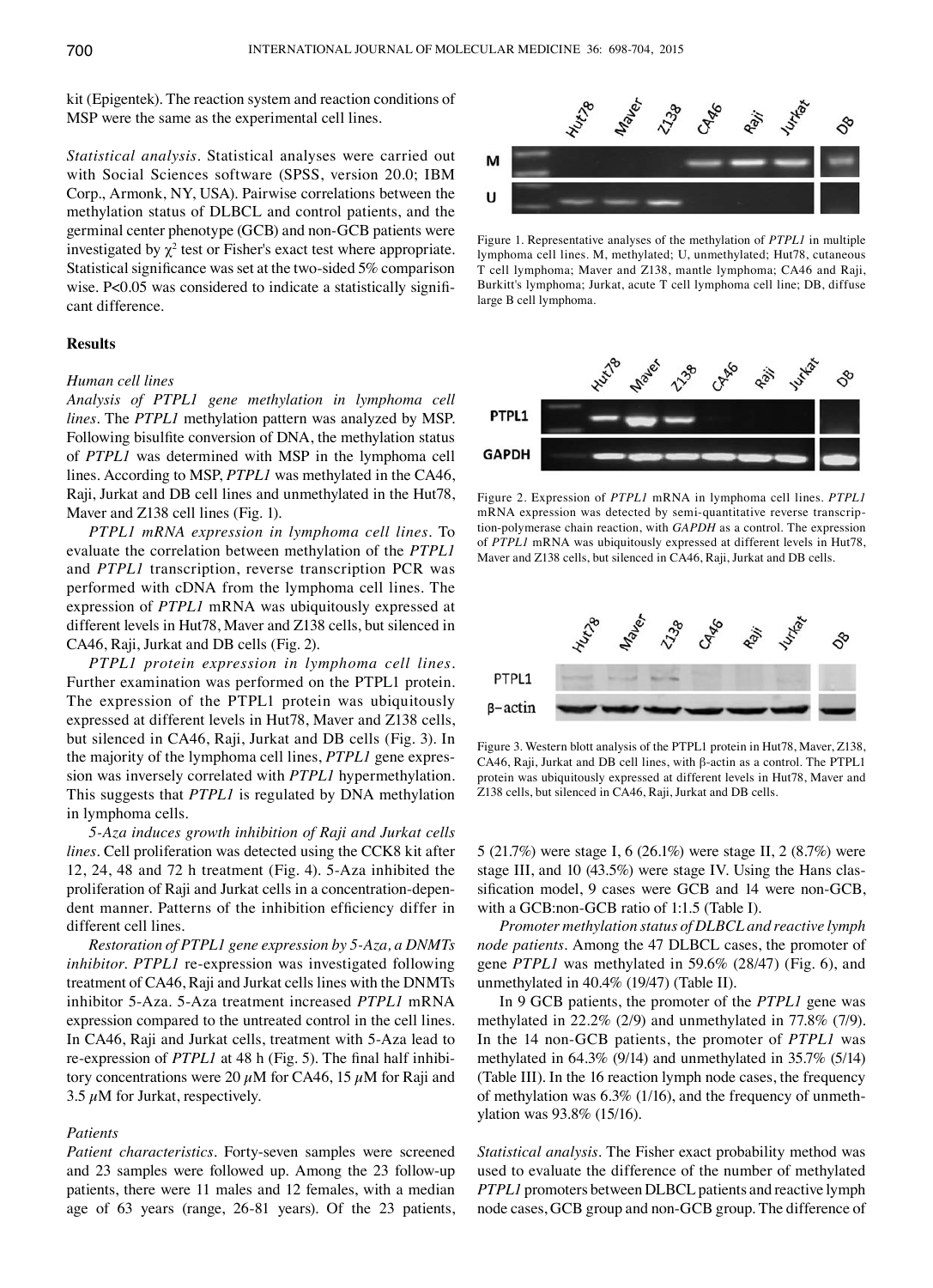kit (Epigentek). The reaction system and reaction conditions of MSP were the same as the experimental cell lines.

*Statistical analysis.* Statistical analyses were carried out with Social Sciences software (SPSS, version 20.0; IBM Corp., Armonk, NY, USA). Pairwise correlations between the methylation status of DLBCL and control patients, and the germinal center phenotype (GCB) and non-GCB patients were investigated by $\chi^2$ test or Fisher's exact test where appropriate. Statistical significance was set at the two-sided 5% comparison wise. P<0.05 was considered to indicate a statistically significant difference.

## Results

*Human cell lines*

*Analysis of PTPL1 gene methylation in lymphoma cell lines.* The *PTPL1* methylation pattern was analyzed by MSP. Following bisulfite conversion of DNA, the methylation status of *PTPL1* was determined with MSP in the lymphoma cell lines. According to MSP, *PTPL1* was methylated in the CA46, Raji, Jurkat and DB cell lines and unmethylated in the Hut78, Maver and Z138 cell lines (Fig. 1).

*PTPL1 mRNA expression in lymphoma cell lines.* To evaluate the correlation between methylation of the *PTPL1* and *PTPL1* transcription, reverse transcription PCR was performed with cDNA from the lymphoma cell lines. The expression of *PTPL1* mRNA was ubiquitously expressed at different levels in Hut78, Maver and Z138 cells, but silenced in CA46, Raji, Jurkat and DB cells (Fig. 2).

*PTPL1 protein expression in lymphoma cell lines.* Further examination was performed on the PTPL1 protein. The expression of the PTPL1 protein was ubiquitously expressed at different levels in Hut78, Maver and Z138 cells, but silenced in CA46, Raji, Jurkat and DB cells (Fig. 3). In the majority of the lymphoma cell lines, *PTPL1* gene expression was inversely correlated with *PTPL1* hypermethylation. This suggests that *PTPL1* is regulated by DNA methylation in lymphoma cells.

*5-Aza induces growth inhibition of Raji and Jurkat cells lines.* Cell proliferation was detected using the CCK8 kit after 12, 24, 48 and 72 h treatment (Fig. 4). 5-Aza inhibited the proliferation of Raji and Jurkat cells in a concentration-dependent manner. Patterns of the inhibition efficiency differ in different cell lines.

*Restoration of PTPL1 gene expression by 5-Aza, a DNMTs inhibitor.* *PTPL1* re-expression was investigated following treatment of CA46, Raji and Jurkat cells lines with the DNMTs inhibitor 5-Aza. 5-Aza treatment increased *PTPL1* mRNA expression compared to the untreated control in the cell lines. In CA46, Raji and Jurkat cells, treatment with 5-Aza lead to re-expression of *PTPL1* at 48 h (Fig. 5). The final half inhibitory concentrations were 20 $\mu$M for CA46, 15 $\mu$M for Raji and 3.5 $\mu$M for Jurkat, respectively.

*Patients*

*Patient characteristics.* Forty-seven samples were screened and 23 samples were followed up. Among the 23 follow-up patients, there were 11 males and 12 females, with a median age of 63 years (range, 26-81 years). Of the 23 patients, 5 (21.7%) were stage I, 6 (26.1%) were stage II, 2 (8.7%) were stage III, and 10 (43.5%) were stage IV. Using the Hans classification model, 9 cases were GCB and 14 were non-GCB, with a GCB:non-GCB ratio of 1:1.5 (Table I).

*Promoter methylation status of DLBCL and reactive lymph node patients.* Among the 47 DLBCL cases, the promoter of gene *PTPL1* was methylated in 59.6% (28/47) (Fig. 6), and unmethylated in 40.4% (19/47) (Table II).

In 9 GCB patients, the promoter of the *PTPL1* gene was methylated in 22.2% (2/9) and unmethylated in 77.8% (7/9). In the 14 non-GCB patients, the promoter of *PTPL1* was methylated in 64.3% (9/14) and unmethylated in 35.7% (5/14) (Table III). In the 16 reaction lymph node cases, the frequency of methylation was 6.3% (1/16), and the frequency of unmethylation was 93.8% (15/16).

*Statistical analysis.* The Fisher exact probability method was used to evaluate the difference of the number of methylated *PTPL1* promoters between DLBCL patients and reactive lymph node cases, GCB group and non-GCB group. The difference of

Figure 1. Representative analyses of the methylation of *PTPL1* in multiple lymphoma cell lines. M, methylated; U, unmethylated; Hut78, cutaneous T cell lymphoma; Maver and Z138, mantle lymphoma; CA46 and Raji, Burkitt's lymphoma; Jurkat, acute T cell lymphoma cell line; DB, diffuse large B cell lymphoma.

Figure 2. Expression of *PTPL1* mRNA in lymphoma cell lines. *PTPL1* mRNA expression was detected by semi-quantitative reverse transcription-polymerase chain reaction, with *GAPDH* as a control. The expression of *PTPL1* mRNA was ubiquitously expressed at different levels in Hut78, Maver and Z138 cells, but silenced in CA46, Raji, Jurkat and DB cells.

Figure 3. Western blott analysis of the PTPL1 protein in Hut78, Maver, Z138, CA46, Raji, Jurkat and DB cell lines, with β-actin as a control. The PTPL1 protein was ubiquitously expressed at different levels in Hut78, Maver and Z138 cells, but silenced in CA46, Raji, Jurkat and DB cells.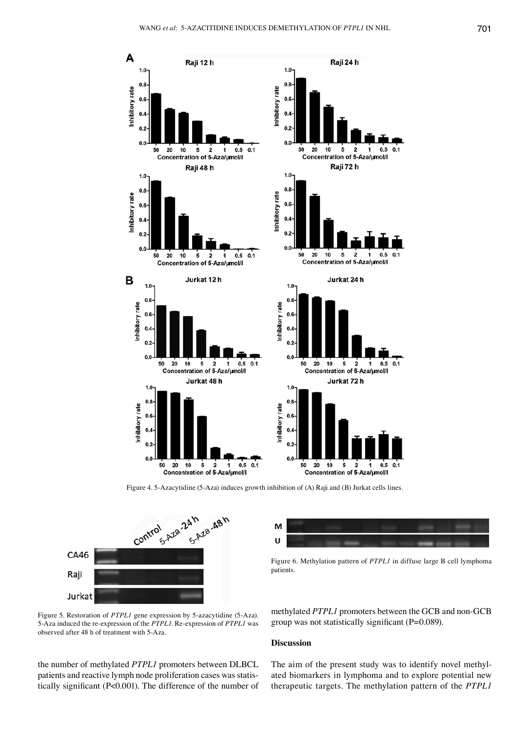Figure 4. 5-Azacytidine (5-Aza) induces growth inhibition of (A) Raji and (B) Jurkat cells lines.

Figure 5. Restoration of *PTPL1* gene expression by 5-azacytidine (5-Aza). 5-Aza induced the re-expression of the *PTPL1*. Re-expression of *PTPL1* was observed after 48 h of treatment with 5-Aza.

Figure 6. Methylation pattern of *PTPL1* in diffuse large B cell lymphoma patients.

the number of methylated *PTPL1* promoters between DLBCL patients and reactive lymph node proliferation cases was statistically significant (P<0.001). The difference of the number of methylated *PTPL1* promoters between the GCB and non-GCB group was not statistically significant (P=0.089).

## Discussion

The aim of the present study was to identify novel methylated biomarkers in lymphoma and to explore potential new therapeutic targets. The methylation pattern of the *PTPL1*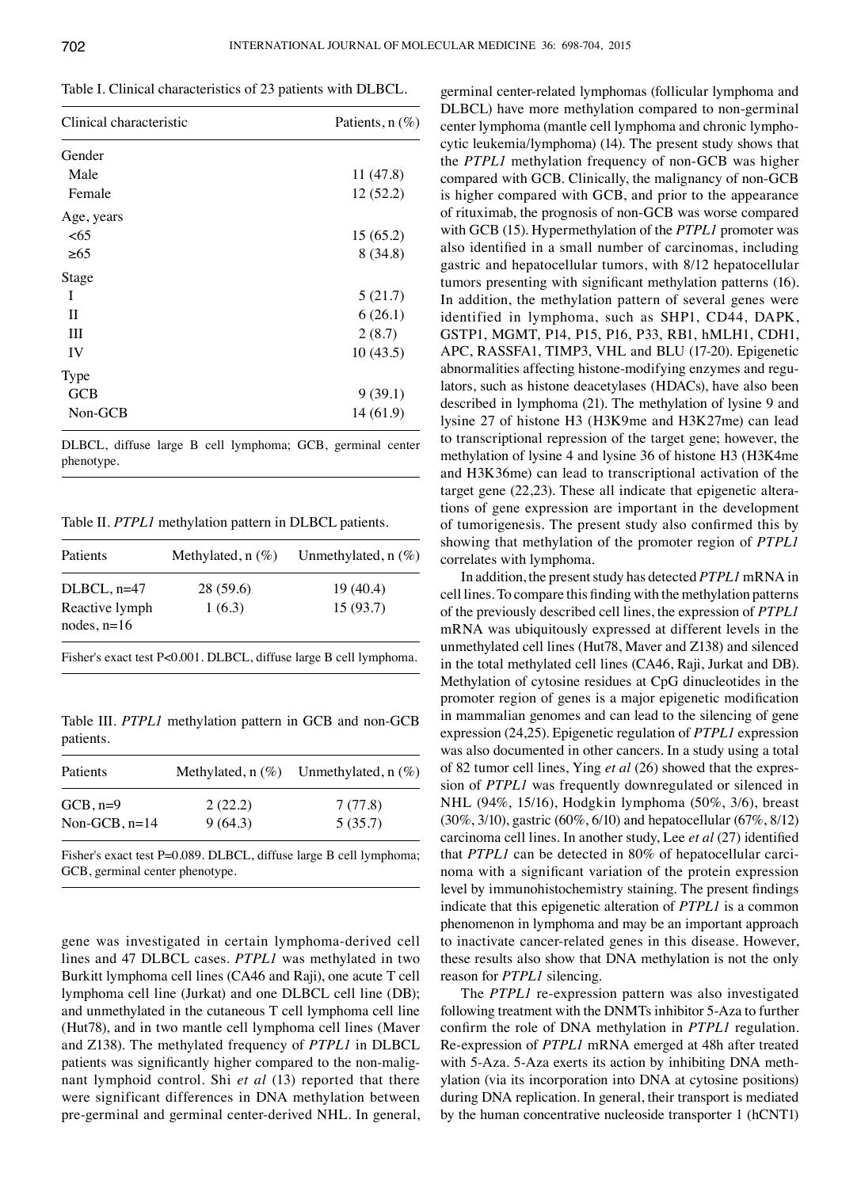Table I. Clinical characteristics of 23 patients with DLBCL.

| Clinical characteristic | Patients, n (%) |
|---|---|
| Gender | |
| Male | 11 (47.8) |
| Female | 12 (52.2) |
| Age, years | |
| <65 | 15 (65.2) |
| ≥65 | 8 (34.8) |
| Stage | |
| I | 5 (21.7) |
| II | 6 (26.1) |
| III | 2 (8.7) |
| IV | 10 (43.5) |
| Type | |
| GCB | 9 (39.1) |
| Non-GCB | 14 (61.9) |

DLBCL, diffuse large B cell lymphoma; GCB, germinal center phenotype.

Table II. *PTPL1* methylation pattern in DLBCL patients.

| Patients | Methylated, n (%) | Unmethylated, n (%) |
|---|---|---|
| DLBCL, n=47 | 28 (59.6) | 19 (40.4) |
| Reactive lymph nodes, n=16 | 1 (6.3) | 15 (93.7) |

Fisher's exact test P<0.001. DLBCL, diffuse large B cell lymphoma.

Table III. *PTPL1* methylation pattern in GCB and non-GCB patients.

| Patients | Methylated, n (%) | Unmethylated, n (%) |
|---|---|---|
| GCB, n=9 | 2 (22.2) | 7 (77.8) |
| Non-GCB, n=14 | 9 (64.3) | 5 (35.7) |

Fisher's exact test P=0.089. DLBCL, diffuse large B cell lymphoma; GCB, germinal center phenotype.

gene was investigated in certain lymphoma-derived cell lines and 47 DLBCL cases. *PTPL1* was methylated in two Burkitt lymphoma cell lines (CA46 and Raji), one acute T cell lymphoma cell line (Jurkat) and one DLBCL cell line (DB); and unmethylated in the cutaneous T cell lymphoma cell line (Hut78), and in two mantle cell lymphoma cell lines (Maver and Z138). The methylated frequency of *PTPL1* in DLBCL patients was significantly higher compared to the non-malignant lymphoid control. Shi *et al* (13) reported that there were significant differences in DNA methylation between pre-germinal and germinal center-derived NHL. In general, germinal center-related lymphomas (follicular lymphoma and DLBCL) have more methylation compared to non-germinal center lymphoma (mantle cell lymphoma and chronic lymphocytic leukemia/lymphoma) (14). The present study shows that the *PTPL1* methylation frequency of non-GCB was higher compared with GCB. Clinically, the malignancy of non-GCB is higher compared with GCB, and prior to the appearance of rituximab, the prognosis of non-GCB was worse compared with GCB (15). Hypermethylation of the *PTPL1* promoter was also identified in a small number of carcinomas, including gastric and hepatocellular tumors, with 8/12 hepatocellular tumors presenting with significant methylation patterns (16). In addition, the methylation pattern of several genes were identified in lymphoma, such as SHP1, CD44, DAPK, GSTP1, MGMT, P14, P15, P16, P33, RB1, hMLH1, CDH1, APC, RASSFA1, TIMP3, VHL and BLU (17-20). Epigenetic abnormalities affecting histone-modifying enzymes and regulators, such as histone deacetylases (HDACs), have also been described in lymphoma (21). The methylation of lysine 9 and lysine 27 of histone H3 (H3K9me and H3K27me) can lead to transcriptional repression of the target gene; however, the methylation of lysine 4 and lysine 36 of histone H3 (H3K4me and H3K36me) can lead to transcriptional activation of the target gene (22,23). These all indicate that epigenetic alterations of gene expression are important in the development of tumorigenesis. The present study also confirmed this by showing that methylation of the promoter region of *PTPL1* correlates with lymphoma.

In addition, the present study has detected *PTPL1* mRNA in cell lines. To compare this finding with the methylation patterns of the previously described cell lines, the expression of *PTPL1* mRNA was ubiquitously expressed at different levels in the unmethylated cell lines (Hut78, Maver and Z138) and silenced in the total methylated cell lines (CA46, Raji, Jurkat and DB). Methylation of cytosine residues at CpG dinucleotides in the promoter region of genes is a major epigenetic modification in mammalian genomes and can lead to the silencing of gene expression (24,25). Epigenetic regulation of *PTPL1* expression was also documented in other cancers. In a study using a total of 82 tumor cell lines, Ying *et al* (26) showed that the expression of *PTPL1* was frequently downregulated or silenced in NHL (94%, 15/16), Hodgkin lymphoma (50%, 3/6), breast (30%, 3/10), gastric (60%, 6/10) and hepatocellular (67%, 8/12) carcinoma cell lines. In another study, Lee *et al* (27) identified that *PTPL1* can be detected in 80% of hepatocellular carcinoma with a significant variation of the protein expression level by immunohistochemistry staining. The present findings indicate that this epigenetic alteration of *PTPL1* is a common phenomenon in lymphoma and may be an important approach to inactivate cancer-related genes in this disease. However, these results also show that DNA methylation is not the only reason for *PTPL1* silencing.

The *PTPL1* re-expression pattern was also investigated following treatment with the DNMTs inhibitor 5-Aza to further confirm the role of DNA methylation in *PTPL1* regulation. Re-expression of *PTPL1* mRNA emerged at 48h after treated with 5-Aza. 5-Aza exerts its action by inhibiting DNA methylation (via its incorporation into DNA at cytosine positions) during DNA replication. In general, their transport is mediated by the human concentrative nucleoside transporter 1 (hCNT1)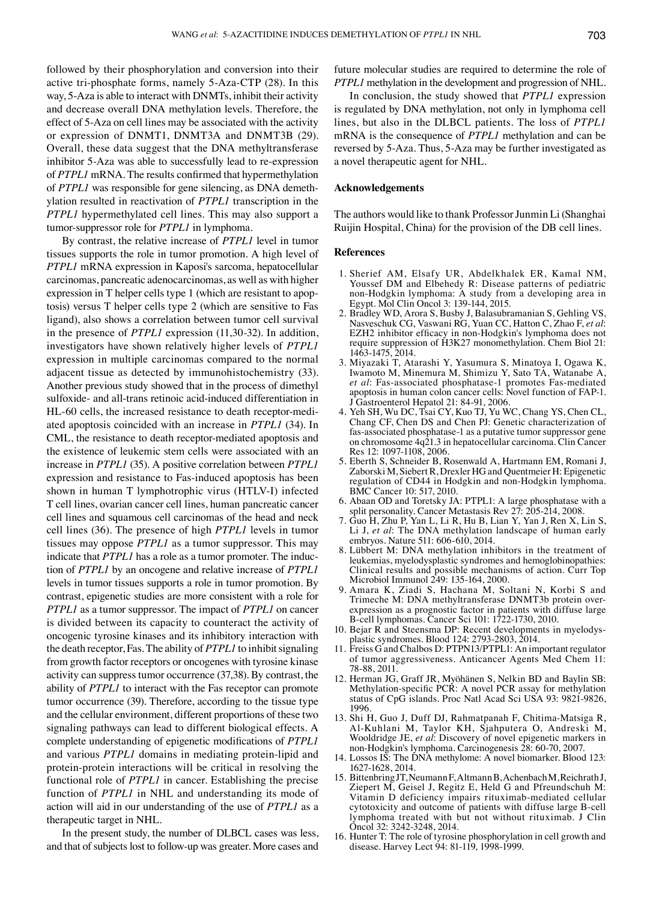followed by their phosphorylation and conversion into their active tri-phosphate forms, namely 5-Aza-CTP (28). In this way, 5-Aza is able to interact with DNMTs, inhibit their activity and decrease overall DNA methylation levels. Therefore, the effect of 5-Aza on cell lines may be associated with the activity or expression of DNMT1, DNMT3A and DNMT3B (29). Overall, these data suggest that the DNA methyltransferase inhibitor 5-Aza was able to successfully lead to re-expression of *PTPL1* mRNA. The results confirmed that hypermethylation of *PTPL1* was responsible for gene silencing, as DNA demethylation resulted in reactivation of *PTPL1* transcription in the *PTPL1* hypermethylated cell lines. This may also support a tumor-suppressor role for *PTPL1* in lymphoma.

By contrast, the relative increase of *PTPL1* level in tumor tissues supports the role in tumor promotion. A high level of *PTPL1* mRNA expression in Kaposi's sarcoma, hepatocellular carcinomas, pancreatic adenocarcinomas, as well as with higher expression in T helper cells type 1 (which are resistant to apoptosis) versus T helper cells type 2 (which are sensitive to Fas ligand), also shows a correlation between tumor cell survival in the presence of *PTPL1* expression (11,30-32). In addition, investigators have shown relatively higher levels of *PTPL1* expression in multiple carcinomas compared to the normal adjacent tissue as detected by immunohistochemistry (33). Another previous study showed that in the process of dimethyl sulfoxide- and all-trans retinoic acid-induced differentiation in HL-60 cells, the increased resistance to death receptor-mediated apoptosis coincided with an increase in *PTPL1* (34). In CML, the resistance to death receptor-mediated apoptosis and the existence of leukemic stem cells were associated with an increase in *PTPL1* (35). A positive correlation between *PTPL1* expression and resistance to Fas-induced apoptosis has been shown in human T lymphotrophic virus (HTLV-I) infected T cell lines, ovarian cancer cell lines, human pancreatic cancer cell lines and squamous cell carcinomas of the head and neck cell lines (36). The presence of high *PTPL1* levels in tumor tissues may oppose *PTPL1* as a tumor suppressor. This may indicate that *PTPL1* has a role as a tumor promoter. The induction of *PTPL1* by an oncogene and relative increase of *PTPL1* levels in tumor tissues supports a role in tumor promotion. By contrast, epigenetic studies are more consistent with a role for *PTPL1* as a tumor suppressor. The impact of *PTPL1* on cancer is divided between its capacity to counteract the activity of oncogenic tyrosine kinases and its inhibitory interaction with the death receptor, Fas. The ability of *PTPL1* to inhibit signaling from growth factor receptors or oncogenes with tyrosine kinase activity can suppress tumor occurrence (37,38). By contrast, the ability of *PTPL1* to interact with the Fas receptor can promote tumor occurrence (39). Therefore, according to the tissue type and the cellular environment, different proportions of these two signaling pathways can lead to different biological effects. A complete understanding of epigenetic modifications of *PTPL1* and various *PTPL1* domains in mediating protein-lipid and protein-protein interactions will be critical in resolving the functional role of *PTPL1* in cancer. Establishing the precise function of *PTPL1* in NHL and understanding its mode of action will aid in our understanding of the use of *PTPL1* as a therapeutic target in NHL.

In the present study, the number of DLBCL cases was less, and that of subjects lost to follow-up was greater. More cases and future molecular studies are required to determine the role of *PTPL1* methylation in the development and progression of NHL.

In conclusion, the study showed that *PTPL1* expression is regulated by DNA methylation, not only in lymphoma cell lines, but also in the DLBCL patients. The loss of *PTPL1* mRNA is the consequence of *PTPL1* methylation and can be reversed by 5-Aza. Thus, 5-Aza may be further investigated as a novel therapeutic agent for NHL.

## Acknowledgements

The authors would like to thank Professor Junmin Li (Shanghai Ruijin Hospital, China) for the provision of the DB cell lines.

## References

1. Sherief AM, Elsafy UR, Abdelkhalek ER, Kamal NM, Youssef DM and Elbehedy R: Disease patterns of pediatric non-Hodgkin lymphoma: A study from a developing area in Egypt. Mol Clin Oncol 3: 139-144, 2015.
2. Bradley WD, Arora S, Busby J, Balasubramanian S, Gehling VS, Nasveschuk CG, Vaswani RG, Yuan CC, Hatton C, Zhao F, *et al*: EZH2 inhibitor efficacy in non-Hodgkin's lymphoma does not require suppression of H3K27 monomethylation. Chem Biol 21: 1463-1475, 2014.
3. Miyazaki T, Atarashi Y, Yasumura S, Minatoya I, Ogawa K, Iwamoto M, Minemura M, Shimizu Y, Sato TA, Watanabe A, *et al*: Fas-associated phosphatase-1 promotes Fas-mediated apoptosis in human colon cancer cells: Novel function of FAP-1. J Gastroenterol Hepatol 21: 84-91, 2006.
4. Yeh SH, Wu DC, Tsai CY, Kuo TJ, Yu WC, Chang YS, Chen CL, Chang CF, Chen DS and Chen PJ: Genetic characterization of fas-associated phosphatase-1 as a putative tumor suppressor gene on chromosome 4q21.3 in hepatocellular carcinoma. Clin Cancer Res 12: 1097-1108, 2006.
5. Eberth S, Schneider B, Rosenwald A, Hartmann EM, Romani J, Zaborski M, Siebert R, Drexler HG and Quentmeier H: Epigenetic regulation of CD44 in Hodgkin and non-Hodgkin lymphoma. BMC Cancer 10: 517, 2010.
6. Abaan OD and Toretsky JA: PTPL1: A large phosphatase with a split personality. Cancer Metastasis Rev 27: 205-214, 2008.
7. Guo H, Zhu P, Yan L, Li R, Hu B, Lian Y, Yan J, Ren X, Lin S, Li J, *et al*: The DNA methylation landscape of human early embryos. Nature 511: 606-610, 2014.
8. Lübbert M: DNA methylation inhibitors in the treatment of leukemias, myelodysplastic syndromes and hemoglobinopathies: Clinical results and possible mechanisms of action. Curr Top Microbiol Immunol 249: 135-164, 2000.
9. Amara K, Ziadi S, Hachana M, Soltani N, Korbi S and Trimeche M: DNA methyltransferase DNMT3b protein overexpression as a prognostic factor in patients with diffuse large B-cell lymphomas. Cancer Sci 101: 1722-1730, 2010.
10. Bejar R and Steensma DP: Recent developments in myelodysplastic syndromes. Blood 124: 2793-2803, 2014.
11. Freiss G and Chalbos D: PTPN13/PTPL1: An important regulator of tumor aggressiveness. Anticancer Agents Med Chem 11: 78-88, 2011.
12. Herman JG, Graff JR, Myöhänen S, Nelkin BD and Baylin SB: Methylation-specific PCR: A novel PCR assay for methylation status of CpG islands. Proc Natl Acad Sci USA 93: 9821-9826, 1996.
13. Shi H, Guo J, Duff DJ, Rahmatpanah F, Chitima-Matsiga R, Al-Kuhlani M, Taylor KH, Sjahputera O, Andreski M, Wooldridge JE, *et al*: Discovery of novel epigenetic markers in non-Hodgkin's lymphoma. Carcinogenesis 28: 60-70, 2007.
14. Lossos IS: The DNA methylome: A novel biomarker. Blood 123: 1627-1628, 2014.
15. Bittenbring JT, Neumann F, Altmann B, Achenbach M, Reichrath J, Ziepert M, Geisel J, Regitz E, Held G and Pfreundschuh M: Vitamin D deficiency impairs rituximab-mediated cellular cytotoxicity and outcome of patients with diffuse large B-cell lymphoma treated with but not without rituximab. J Clin Oncol 32: 3242-3248, 2014.
16. Hunter T: The role of tyrosine phosphorylation in cell growth and disease. Harvey Lect 94: 81-119, 1998-1999.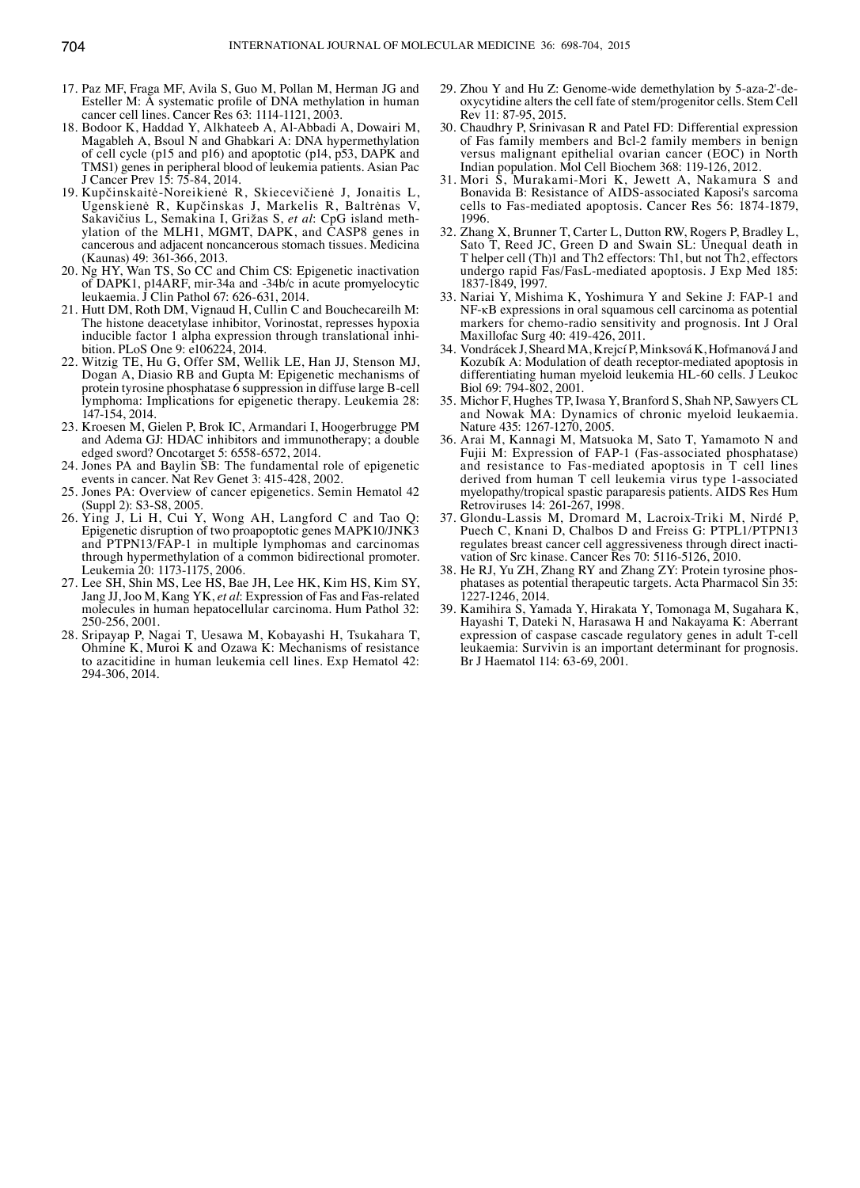17. Paz MF, Fraga MF, Avila S, Guo M, Pollan M, Herman JG and Esteller M: A systematic profile of DNA methylation in human cancer cell lines. Cancer Res 63: 1114-1121, 2003.
18. Bodoor K, Haddad Y, Alkhateeb A, Al-Abbadi A, Dowairi M, Magableh A, Bsoul N and Ghabkari A: DNA hypermethylation of cell cycle (p15 and p16) and apoptotic (p14, p53, DAPK and TMS1) genes in peripheral blood of leukemia patients. Asian Pac J Cancer Prev 15: 75-84, 2014.
19. Kupčinskaitė-Noreikienė R, Skiecevičienė J, Jonaitis L, Ugenskienė R, Kupčinskas J, Markelis R, Baltrėnas V, Sakavičius L, Semakina I, Grižas S, *et al*: CpG island methylation of the MLH1, MGMT, DAPK, and CASP8 genes in cancerous and adjacent noncancerous stomach tissues. Medicina (Kaunas) 49: 361-366, 2013.
20. Ng HY, Wan TS, So CC and Chim CS: Epigenetic inactivation of DAPK1, p14ARF, mir-34a and -34b/c in acute promyelocytic leukaemia. J Clin Pathol 67: 626-631, 2014.
21. Hutt DM, Roth DM, Vignaud H, Cullin C and Bouchecareilh M: The histone deacetylase inhibitor, Vorinostat, represses hypoxia inducible factor 1 alpha expression through translational inhibition. PLoS One 9: e106224, 2014.
22. Witzig TE, Hu G, Offer SM, Wellik LE, Han JJ, Stenson MJ, Dogan A, Diasio RB and Gupta M: Epigenetic mechanisms of protein tyrosine phosphatase 6 suppression in diffuse large B-cell lymphoma: Implications for epigenetic therapy. Leukemia 28: 147-154, 2014.
23. Kroesen M, Gielen P, Brok IC, Armandari I, Hoogerbrugge PM and Adema GJ: HDAC inhibitors and immunotherapy; a double edged sword? Oncotarget 5: 6558-6572, 2014.
24. Jones PA and Baylin SB: The fundamental role of epigenetic events in cancer. Nat Rev Genet 3: 415-428, 2002.
25. Jones PA: Overview of cancer epigenetics. Semin Hematol 42 (Suppl 2): S3-S8, 2005.
26. Ying J, Li H, Cui Y, Wong AH, Langford C and Tao Q: Epigenetic disruption of two proapoptotic genes MAPK10/JNK3 and PTPN13/FAP-1 in multiple lymphomas and carcinomas through hypermethylation of a common bidirectional promoter. Leukemia 20: 1173-1175, 2006.
27. Lee SH, Shin MS, Lee HS, Bae JH, Lee HK, Kim HS, Kim SY, Jang JJ, Joo M, Kang YK, *et al*: Expression of Fas and Fas-related molecules in human hepatocellular carcinoma. Hum Pathol 32: 250-256, 2001.
28. Sripayap P, Nagai T, Uesawa M, Kobayashi H, Tsukahara T, Ohmine K, Muroi K and Ozawa K: Mechanisms of resistance to azacitidine in human leukemia cell lines. Exp Hematol 42: 294-306, 2014.
29. Zhou Y and Hu Z: Genome-wide demethylation by 5-aza-2'-deoxycytidine alters the cell fate of stem/progenitor cells. Stem Cell Rev 11: 87-95, 2015.
30. Chaudhry P, Srinivasan R and Patel FD: Differential expression of Fas family members and Bcl-2 family members in benign versus malignant epithelial ovarian cancer (EOC) in North Indian population. Mol Cell Biochem 368: 119-126, 2012.
31. Mori S, Murakami-Mori K, Jewett A, Nakamura S and Bonavida B: Resistance of AIDS-associated Kaposi's sarcoma cells to Fas-mediated apoptosis. Cancer Res 56: 1874-1879, 1996.
32. Zhang X, Brunner T, Carter L, Dutton RW, Rogers P, Bradley L, Sato T, Reed JC, Green D and Swain SL: Unequal death in T helper cell (Th)1 and Th2 effectors: Th1, but not Th2, effectors undergo rapid Fas/FasL-mediated apoptosis. J Exp Med 185: 1837-1849, 1997.
33. Nariai Y, Mishima K, Yoshimura Y and Sekine J: FAP-1 and NF-κB expressions in oral squamous cell carcinoma as potential markers for chemo-radio sensitivity and prognosis. Int J Oral Maxillofac Surg 40: 419-426, 2011.
34. Vondrácek J, Sheard MA, Krejcí P, Minksová K, Hofmanová J and Kozubík A: Modulation of death receptor-mediated apoptosis in differentiating human myeloid leukemia HL-60 cells. J Leukoc Biol 69: 794-802, 2001.
35. Michor F, Hughes TP, Iwasa Y, Branford S, Shah NP, Sawyers CL and Nowak MA: Dynamics of chronic myeloid leukaemia. Nature 435: 1267-1270, 2005.
36. Arai M, Kannagi M, Matsuoka M, Sato T, Yamamoto N and Fujii M: Expression of FAP-1 (Fas-associated phosphatase) and resistance to Fas-mediated apoptosis in T cell lines derived from human T cell leukemia virus type 1-associated myelopathy/tropical spastic paraparesis patients. AIDS Res Hum Retroviruses 14: 261-267, 1998.
37. Glondu-Lassis M, Dromard M, Lacroix-Triki M, Nirdé P, Puech C, Knani D, Chalbos D and Freiss G: PTPL1/PTPN13 regulates breast cancer cell aggressiveness through direct inactivation of Src kinase. Cancer Res 70: 5116-5126, 2010.
38. He RJ, Yu ZH, Zhang RY and Zhang ZY: Protein tyrosine phosphatases as potential therapeutic targets. Acta Pharmacol Sin 35: 1227-1246, 2014.
39. Kamihira S, Yamada Y, Hirakata Y, Tomonaga M, Sugahara K, Hayashi T, Dateki N, Harasawa H and Nakayama K: Aberrant expression of caspase cascade regulatory genes in adult T-cell leukaemia: Survivin is an important determinant for prognosis. Br J Haematol 114: 63-69, 2001.